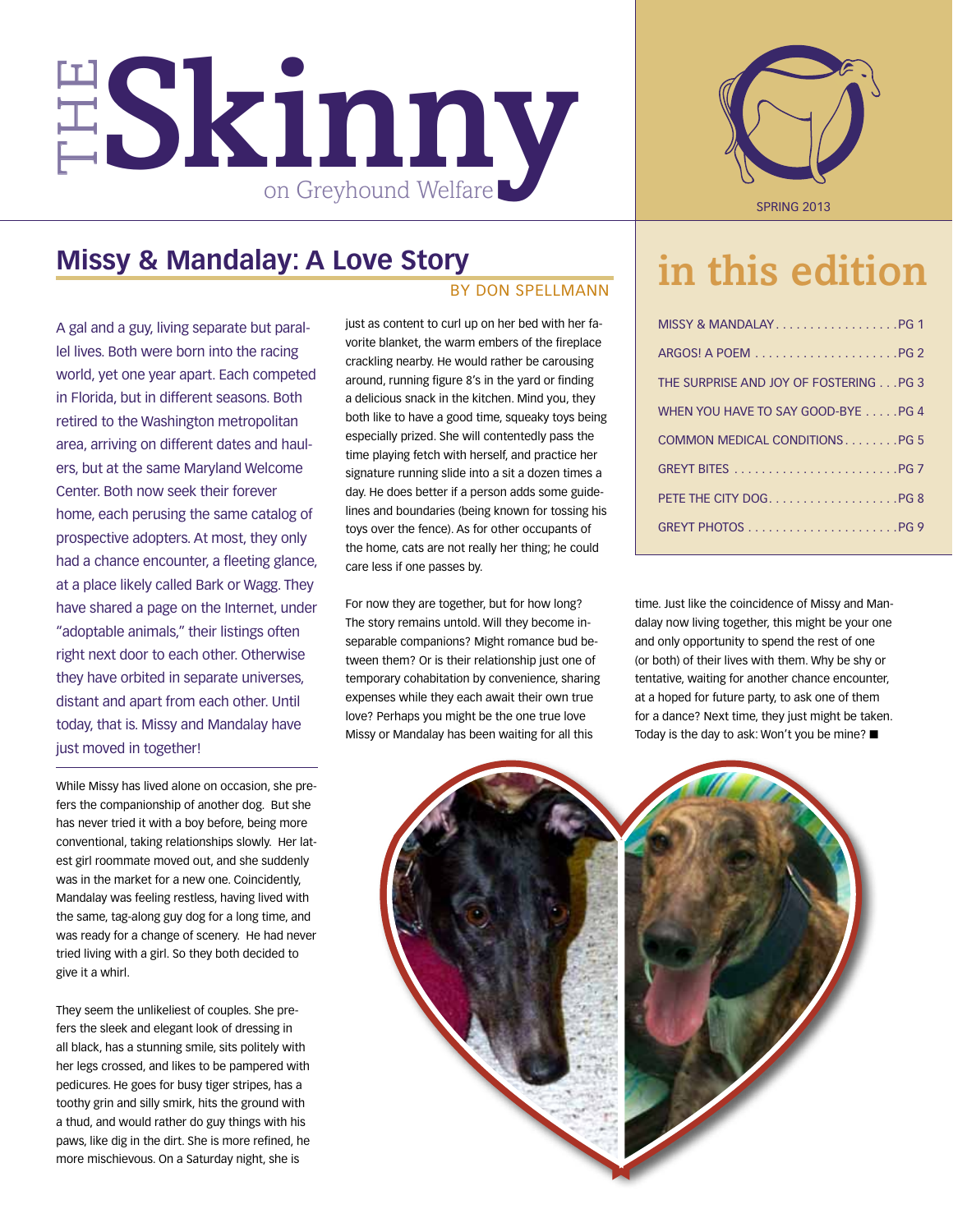# THE Skinny on Greyhound Welfare

SPRING 2013

## in this edition

- MISSY & MANDALAY .................. PG 1
- ARGOS! A POEM .................... PG 2
- THE SURPRISE AND JOY OF FOSTERING ... PG 3
- WHEN YOU HAVE TO SAY GOOD-BYE ..... PG 4
- COMMON MEDICAL CONDITIONS ........ PG 5
- GREYT BITES ........................ PG 7
- PETE THE CITY DOG .................. PG 8
- GREYT PHOTOS ...................... PG 9

## Missy & Mandalay: A Love Story

BY DON SPELLMANN

A gal and a guy, living separate but parallel lives. Both were born into the racing world, yet one year apart. Each competed in Florida, but in different seasons. Both retired to the Washington metropolitan area, arriving on different dates and haulers, but at the same Maryland Welcome Center. Both now seek their forever home, each perusing the same catalog of prospective adopters. At most, they only had a chance encounter, a fleeting glance, at a place likely called Bark or Wagg. They have shared a page on the Internet, under "adoptable animals," their listings often right next door to each other. Otherwise they have orbited in separate universes, distant and apart from each other. Until today, that is. Missy and Mandalay have just moved in together!

While Missy has lived alone on occasion, she prefers the companionship of another dog. But she has never tried it with a boy before, being more conventional, taking relationships slowly. Her latest girl roommate moved out, and she suddenly was in the market for a new one. Coincidently, Mandalay was feeling restless, having lived with the same, tag-along guy dog for a long time, and was ready for a change of scenery. He had never tried living with a girl. So they both decided to give it a whirl.

They seem the unlikeliest of couples. She prefers the sleek and elegant look of dressing in all black, has a stunning smile, sits politely with her legs crossed, and likes to be pampered with pedicures. He goes for busy tiger stripes, has a toothy grin and silly smirk, hits the ground with a thud, and would rather do guy things with his paws, like dig in the dirt. She is more refined, he more mischievous. On a Saturday night, she is just as content to curl up on her bed with her favorite blanket, the warm embers of the fireplace crackling nearby. He would rather be carousing around, running figure 8's in the yard or finding a delicious snack in the kitchen. Mind you, they both like to have a good time, squeaky toys being especially prized. She will contentedly pass the time playing fetch with herself, and practice her signature running slide into a sit a dozen times a day. He does better if a person adds some guidelines and boundaries (being known for tossing his toys over the fence). As for other occupants of the home, cats are not really her thing; he could care less if one passes by.

For now they are together, but for how long? The story remains untold. Will they become inseparable companions? Might romance bud between them? Or is their relationship just one of temporary cohabitation by convenience, sharing expenses while they each await their own true love? Perhaps you might be the one true love Missy or Mandalay has been waiting for all this time. Just like the coincidence of Missy and Mandalay now living together, this might be your one and only opportunity to spend the rest of one (or both) of their lives with them. Why be shy or tentative, waiting for another chance encounter, at a hoped for future party, to ask one of them for a dance? Next time, they just might be taken. Today is the day to ask: Won't you be mine? ■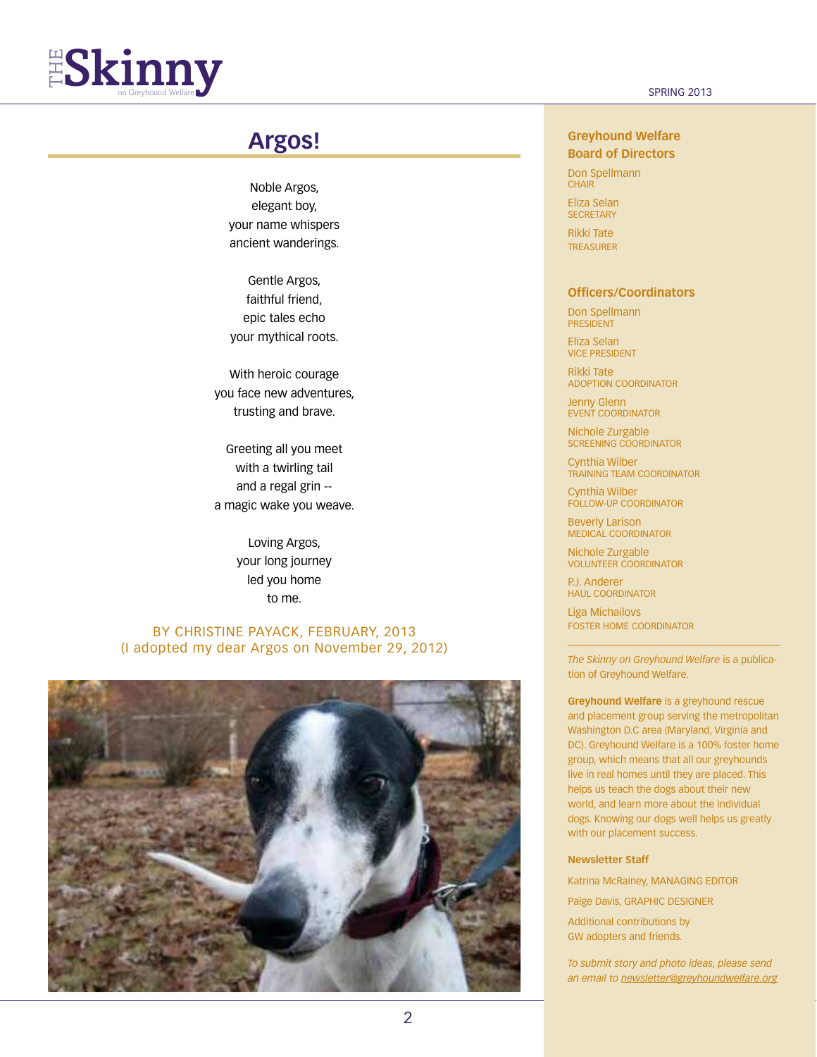# Argos!

Noble Argos,
elegant boy,
your name whispers
ancient wanderings.

Gentle Argos,
faithful friend,
epic tales echo
your mythical roots.

With heroic courage
you face new adventures,
trusting and brave.

Greeting all you meet
with a twirling tail
and a regal grin --
a magic wake you weave.

Loving Argos,
your long journey
led you home
to me.

BY CHRISTINE PAYACK, FEBRUARY, 2013
(I adopted my dear Argos on November 29, 2012)

## Greyhound Welfare Board of Directors

Don Spellmann
CHAIR

Eliza Selan
SECRETARY

Rikki Tate
TREASURER

## Officers/Coordinators

Don Spellmann
PRESIDENT

Eliza Selan
VICE PRESIDENT

Rikki Tate
ADOPTION COORDINATOR

Jenny Glenn
EVENT COORDINATOR

Nichole Zurgable
SCREENING COORDINATOR

Cynthia Wilber
TRAINING TEAM COORDINATOR

Cynthia Wilber
FOLLOW-UP COORDINATOR

Beverly Larison
MEDICAL COORDINATOR

Nichole Zurgable
VOLUNTEER COORDINATOR

P.J. Anderer
HAUL COORDINATOR

Liga Michailovs
FOSTER HOME COORDINATOR

---

*The Skinny on Greyhound Welfare* is a publication of Greyhound Welfare.

**Greyhound Welfare** is a greyhound rescue and placement group serving the metropolitan Washington D.C area (Maryland, Virginia and DC). Greyhound Welfare is a 100% foster home group, which means that all our greyhounds live in real homes until they are placed. This helps us teach the dogs about their new world, and learn more about the individual dogs. Knowing our dogs well helps us greatly with our placement success.

**Newsletter Staff**

Katrina McRainey, MANAGING EDITOR

Paige Davis, GRAPHIC DESIGNER

Additional contributions by
GW adopters and friends.

*To submit story and photo ideas, please send an email to newsletter@greyhoundwelfare.org*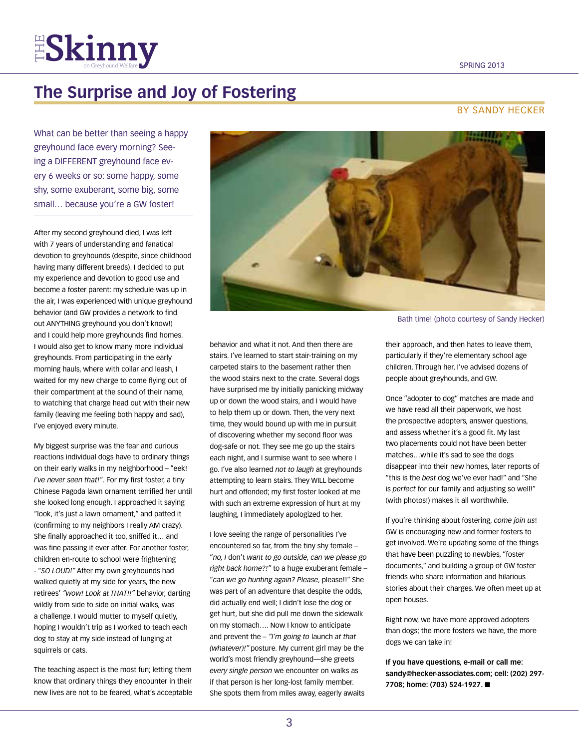# The Surprise and Joy of Fostering

BY SANDY HECKER

What can be better than seeing a happy greyhound face every morning? Seeing a DIFFERENT greyhound face every 6 weeks or so: some happy, some shy, some exuberant, some big, some small… because you're a GW foster!

After my second greyhound died, I was left with 7 years of understanding and fanatical devotion to greyhounds (despite, since childhood having many different breeds). I decided to put my experience and devotion to good use and become a foster parent: my schedule was up in the air, I was experienced with unique greyhound behavior (and GW provides a network to find out ANYTHING greyhound you don't know!) and I could help more greyhounds find homes. I would also get to know many more individual greyhounds. From participating in the early morning hauls, where with collar and leash, I waited for my new charge to come flying out of their compartment at the sound of their name, to watching that charge head out with their new family (leaving me feeling both happy and sad), I've enjoyed every minute.

My biggest surprise was the fear and curious reactions individual dogs have to ordinary things on their early walks in my neighborhood – "eek! *I've never seen that!"*. For my first foster, a tiny Chinese Pagoda lawn ornament terrified her until she looked long enough. I approached it saying "look, it's just a lawn ornament," and patted it (confirming to my neighbors I really AM crazy). She finally approached it too, sniffed it… and was fine passing it ever after. For another foster, children en-route to school were frightening - "*SO LOUD!"* After my own greyhounds had walked quietly at my side for years, the new retirees' *"wow! Look at THAT!!"* behavior, darting wildly from side to side on initial walks, was a challenge. I would mutter to myself quietly, hoping I wouldn't trip as I worked to teach each dog to stay at my side instead of lunging at squirrels or cats.

The teaching aspect is the most fun; letting them know that ordinary things they encounter in their new lives are not to be feared, what's acceptable behavior and what it not. And then there are stairs. I've learned to start stair-training on my carpeted stairs to the basement rather then the wood stairs next to the crate. Several dogs have surprised me by initially panicking midway up or down the wood stairs, and I would have to help them up or down. Then, the very next time, they would bound up with me in pursuit of discovering whether my second floor was dog-safe or not. They see me go up the stairs each night, and I surmise want to see where I go. I've also learned *not to laugh* at greyhounds attempting to learn stairs. They WILL become hurt and offended; my first foster looked at me with such an extreme expression of hurt at my laughing, I immediately apologized to her.

I love seeing the range of personalities I've encountered so far, from the tiny shy female – "*no, I* don't *want to go outside, can we please go right back home?!"* to a huge exuberant female – "*can we go hunting again? Please,* please!!" She was part of an adventure that despite the odds, did actually end well; I didn't lose the dog or get hurt, but she did pull me down the sidewalk on my stomach…. Now I know to anticipate and prevent the – *"I'm going to* launch *at that (whatever)!"* posture. My current girl may be the world's most friendly greyhound—she greets *every single person* we encounter on walks as if that person is her long-lost family member. She spots them from miles away, eagerly awaits their approach, and then hates to leave them, particularly if they're elementary school age children. Through her, I've advised dozens of people about greyhounds, and GW.

Bath time! (photo courtesy of Sandy Hecker)

Once "adopter to dog" matches are made and we have read all their paperwork, we host the prospective adopters, answer questions, and assess whether it's a good fit. My last two placements could not have been better matches…while it's sad to see the dogs disappear into their new homes, later reports of "this is the *best* dog we've ever had!" and "She is *perfect* for our family and adjusting so well!" (with photos!) makes it all worthwhile.

If you're thinking about fostering, *come join us*! GW is encouraging new and former fosters to get involved. We're updating some of the things that have been puzzling to newbies, "foster documents," and building a group of GW foster friends who share information and hilarious stories about their charges. We often meet up at open houses.

Right now, we have more approved adopters than dogs; the more fosters we have, the more dogs we can take in!

**If you have questions, e-mail or call me: sandy@hecker-associates.com; cell: (202) 297-7708; home: (703) 524-1927. ■**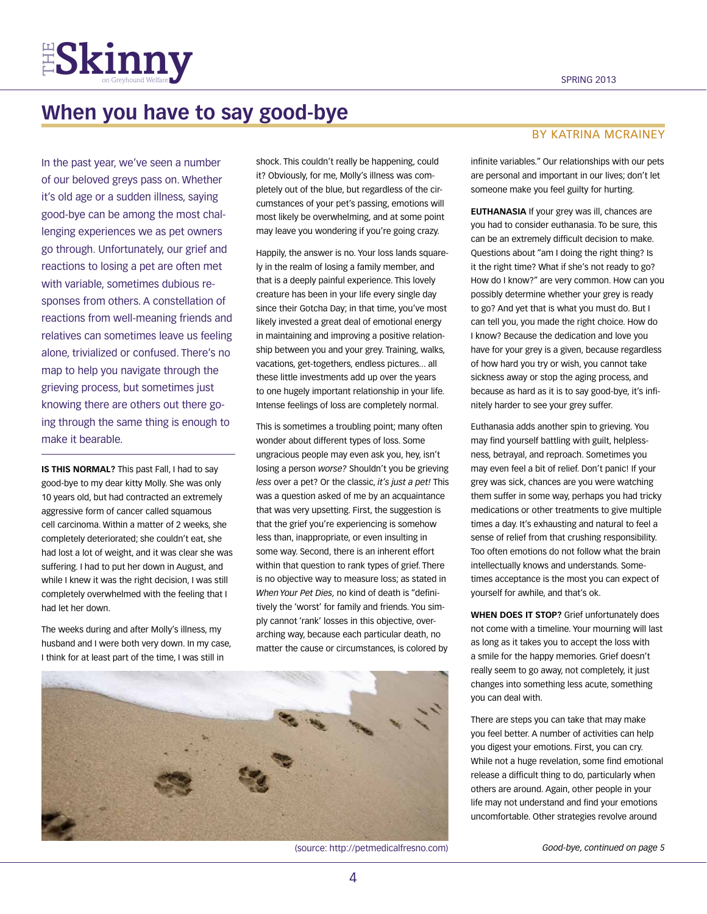# When you have to say good-bye

BY KATRINA MCRAINEY

In the past year, we've seen a number of our beloved greys pass on. Whether it's old age or a sudden illness, saying good-bye can be among the most challenging experiences we as pet owners go through. Unfortunately, our grief and reactions to losing a pet are often met with variable, sometimes dubious responses from others. A constellation of reactions from well-meaning friends and relatives can sometimes leave us feeling alone, trivialized or confused. There's no map to help you navigate through the grieving process, but sometimes just knowing there are others out there going through the same thing is enough to make it bearable.

**IS THIS NORMAL?** This past Fall, I had to say good-bye to my dear kitty Molly. She was only 10 years old, but had contracted an extremely aggressive form of cancer called squamous cell carcinoma. Within a matter of 2 weeks, she completely deteriorated; she couldn't eat, she had lost a lot of weight, and it was clear she was suffering. I had to put her down in August, and while I knew it was the right decision, I was still completely overwhelmed with the feeling that I had let her down.

The weeks during and after Molly's illness, my husband and I were both very down. In my case, I think for at least part of the time, I was still in shock. This couldn't really be happening, could it? Obviously, for me, Molly's illness was completely out of the blue, but regardless of the circumstances of your pet's passing, emotions will most likely be overwhelming, and at some point may leave you wondering if you're going crazy.

Happily, the answer is no. Your loss lands squarely in the realm of losing a family member, and that is a deeply painful experience. This lovely creature has been in your life every single day since their Gotcha Day; in that time, you've most likely invested a great deal of emotional energy in maintaining and improving a positive relationship between you and your grey. Training, walks, vacations, get-togethers, endless pictures… all these little investments add up over the years to one hugely important relationship in your life. Intense feelings of loss are completely normal.

This is sometimes a troubling point; many often wonder about different types of loss. Some ungracious people may even ask you, hey, isn't losing a person *worse?* Shouldn't you be grieving *less* over a pet? Or the classic, *it's just a pet!* This was a question asked of me by an acquaintance that was very upsetting. First, the suggestion is that the grief you're experiencing is somehow less than, inappropriate, or even insulting in some way. Second, there is an inherent effort within that question to rank types of grief. There is no objective way to measure loss; as stated in *When Your Pet Dies,* no kind of death is "definitively the 'worst' for family and friends. You simply cannot 'rank' losses in this objective, overarching way, because each particular death, no matter the cause or circumstances, is colored by infinite variables." Our relationships with our pets are personal and important in our lives; don't let someone make you feel guilty for hurting.

(source: http://petmedicalfresno.com)

**EUTHANASIA** If your grey was ill, chances are you had to consider euthanasia. To be sure, this can be an extremely difficult decision to make. Questions about "am I doing the right thing? Is it the right time? What if she's not ready to go? How do I know?" are very common. How can you possibly determine whether your grey is ready to go? And yet that is what you must do. But I can tell you, you made the right choice. How do I know? Because the dedication and love you have for your grey is a given, because regardless of how hard you try or wish, you cannot take sickness away or stop the aging process, and because as hard as it is to say good-bye, it's infinitely harder to see your grey suffer.

Euthanasia adds another spin to grieving. You may find yourself battling with guilt, helplessness, betrayal, and reproach. Sometimes you may even feel a bit of relief. Don't panic! If your grey was sick, chances are you were watching them suffer in some way, perhaps you had tricky medications or other treatments to give multiple times a day. It's exhausting and natural to feel a sense of relief from that crushing responsibility. Too often emotions do not follow what the brain intellectually knows and understands. Sometimes acceptance is the most you can expect of yourself for awhile, and that's ok.

**WHEN DOES IT STOP?** Grief unfortunately does not come with a timeline. Your mourning will last as long as it takes you to accept the loss with a smile for the happy memories. Grief doesn't really seem to go away, not completely, it just changes into something less acute, something you can deal with.

There are steps you can take that may make you feel better. A number of activities can help you digest your emotions. First, you can cry. While not a huge revelation, some find emotional release a difficult thing to do, particularly when others are around. Again, other people in your life may not understand and find your emotions uncomfortable. Other strategies revolve around

*Good-bye, continued on page 5*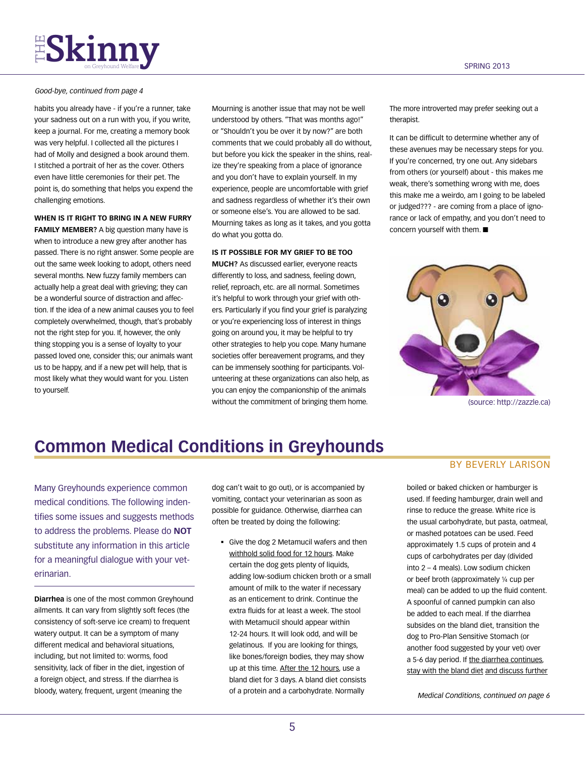*Good-bye, continued from page 4*

habits you already have - if you're a runner, take your sadness out on a run with you, if you write, keep a journal. For me, creating a memory book was very helpful. I collected all the pictures I had of Molly and designed a book around them. I stitched a portrait of her as the cover. Others even have little ceremonies for their pet. The point is, do something that helps you expend the challenging emotions.

**WHEN IS IT RIGHT TO BRING IN A NEW FURRY FAMILY MEMBER?** A big question many have is when to introduce a new grey after another has passed. There is no right answer. Some people are out the same week looking to adopt, others need several months. New fuzzy family members can actually help a great deal with grieving; they can be a wonderful source of distraction and affection. If the idea of a new animal causes you to feel completely overwhelmed, though, that's probably not the right step for you. If, however, the only thing stopping you is a sense of loyalty to your passed loved one, consider this; our animals want us to be happy, and if a new pet will help, that is most likely what they would want for you. Listen to yourself.

Mourning is another issue that may not be well understood by others. "That was months ago!" or "Shouldn't you be over it by now?" are both comments that we could probably all do without, but before you kick the speaker in the shins, realize they're speaking from a place of ignorance and you don't have to explain yourself. In my experience, people are uncomfortable with grief and sadness regardless of whether it's their own or someone else's. You are allowed to be sad. Mourning takes as long as it takes, and you gotta do what you gotta do.

**IS IT POSSIBLE FOR MY GRIEF TO BE TOO MUCH?** As discussed earlier, everyone reacts differently to loss, and sadness, feeling down, relief, reproach, etc. are all normal. Sometimes it's helpful to work through your grief with others. Particularly if you find your grief is paralyzing or you're experiencing loss of interest in things going on around you, it may be helpful to try other strategies to help you cope. Many humane societies offer bereavement programs, and they can be immensely soothing for participants. Volunteering at these organizations can also help, as you can enjoy the companionship of the animals without the commitment of bringing them home. The more introverted may prefer seeking out a therapist.

It can be difficult to determine whether any of these avenues may be necessary steps for you. If you're concerned, try one out. Any sidebars from others (or yourself) about - this makes me weak, there's something wrong with me, does this make me a weirdo, am I going to be labeled or judged??? - are coming from a place of ignorance or lack of empathy, and you don't need to concern yourself with them. ■

(source: http://zazzle.ca)

# Common Medical Conditions in Greyhounds

BY BEVERLY LARISON

Many Greyhounds experience common medical conditions. The following indentifies some issues and suggests methods to address the problems. Please do **NOT** substitute any information in this article for a meaningful dialogue with your veterinarian.

**Diarrhea** is one of the most common Greyhound ailments. It can vary from slightly soft feces (the consistency of soft-serve ice cream) to frequent watery output. It can be a symptom of many different medical and behavioral situations, including, but not limited to: worms, food sensitivity, lack of fiber in the diet, ingestion of a foreign object, and stress. If the diarrhea is bloody, watery, frequent, urgent (meaning the dog can't wait to go out), or is accompanied by vomiting, contact your veterinarian as soon as possible for guidance. Otherwise, diarrhea can often be treated by doing the following:

- Give the dog 2 Metamucil wafers and then withhold solid food for 12 hours. Make certain the dog gets plenty of liquids, adding low-sodium chicken broth or a small amount of milk to the water if necessary as an enticement to drink. Continue the extra fluids for at least a week. The stool with Metamucil should appear within 12-24 hours. It will look odd, and will be gelatinous. If you are looking for things, like bones/foreign bodies, they may show up at this time. After the 12 hours, use a bland diet for 3 days. A bland diet consists of a protein and a carbohydrate. Normally boiled or baked chicken or hamburger is used. If feeding hamburger, drain well and rinse to reduce the grease. White rice is the usual carbohydrate, but pasta, oatmeal, or mashed potatoes can be used. Feed approximately 1.5 cups of protein and 4 cups of carbohydrates per day (divided into 2 – 4 meals). Low sodium chicken or beef broth (approximately ¼ cup per meal) can be added to up the fluid content. A spoonful of canned pumpkin can also be added to each meal. If the diarrhea subsides on the bland diet, transition the dog to Pro-Plan Sensitive Stomach (or another food suggested by your vet) over a 5-6 day period. If the diarrhea continues, stay with the bland diet and discuss further

*Medical Conditions, continued on page 6*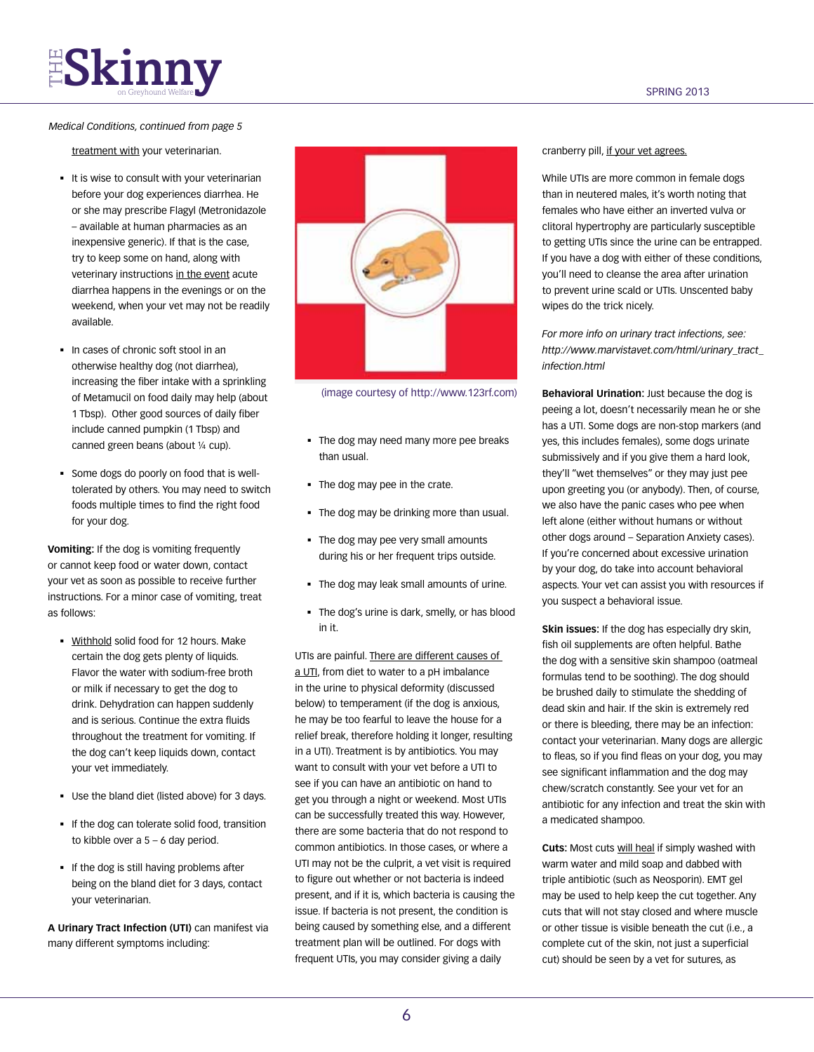*Medical Conditions, continued from page 5*

treatment with your veterinarian.

- It is wise to consult with your veterinarian before your dog experiences diarrhea. He or she may prescribe Flagyl (Metronidazole – available at human pharmacies as an inexpensive generic). If that is the case, try to keep some on hand, along with veterinary instructions in the event acute diarrhea happens in the evenings or on the weekend, when your vet may not be readily available.

- In cases of chronic soft stool in an otherwise healthy dog (not diarrhea), increasing the fiber intake with a sprinkling of Metamucil on food daily may help (about 1 Tbsp). Other good sources of daily fiber include canned pumpkin (1 Tbsp) and canned green beans (about ¼ cup).

- Some dogs do poorly on food that is well-tolerated by others. You may need to switch foods multiple times to find the right food for your dog.

**Vomiting:** If the dog is vomiting frequently or cannot keep food or water down, contact your vet as soon as possible to receive further instructions. For a minor case of vomiting, treat as follows:

- Withhold solid food for 12 hours. Make certain the dog gets plenty of liquids. Flavor the water with sodium-free broth or milk if necessary to get the dog to drink. Dehydration can happen suddenly and is serious. Continue the extra fluids throughout the treatment for vomiting. If the dog can't keep liquids down, contact your vet immediately.

- Use the bland diet (listed above) for 3 days.

- If the dog can tolerate solid food, transition to kibble over a 5 – 6 day period.

- If the dog is still having problems after being on the bland diet for 3 days, contact your veterinarian.

**A Urinary Tract Infection (UTI)** can manifest via many different symptoms including:

(image courtesy of http://www.123rf.com)

- The dog may need many more pee breaks than usual.

- The dog may pee in the crate.

- The dog may be drinking more than usual.

- The dog may pee very small amounts during his or her frequent trips outside.

- The dog may leak small amounts of urine.

- The dog's urine is dark, smelly, or has blood in it.

UTIs are painful. There are different causes of a UTI, from diet to water to a pH imbalance in the urine to physical deformity (discussed below) to temperament (if the dog is anxious, he may be too fearful to leave the house for a relief break, therefore holding it longer, resulting in a UTI). Treatment is by antibiotics. You may want to consult with your vet before a UTI to see if you can have an antibiotic on hand to get you through a night or weekend. Most UTIs can be successfully treated this way. However, there are some bacteria that do not respond to common antibiotics. In those cases, or where a UTI may not be the culprit, a vet visit is required to figure out whether or not bacteria is indeed present, and if it is, which bacteria is causing the issue. If bacteria is not present, the condition is being caused by something else, and a different treatment plan will be outlined. For dogs with frequent UTIs, you may consider giving a daily cranberry pill, if your vet agrees.

While UTIs are more common in female dogs than in neutered males, it's worth noting that females who have either an inverted vulva or clitoral hypertrophy are particularly susceptible to getting UTIs since the urine can be entrapped. If you have a dog with either of these conditions, you'll need to cleanse the area after urination to prevent urine scald or UTIs. Unscented baby wipes do the trick nicely.

*For more info on urinary tract infections, see: http://www.marvistavet.com/html/urinary_tract_infection.html*

**Behavioral Urination:** Just because the dog is peeing a lot, doesn't necessarily mean he or she has a UTI. Some dogs are non-stop markers (and yes, this includes females), some dogs urinate submissively and if you give them a hard look, they'll "wet themselves" or they may just pee upon greeting you (or anybody). Then, of course, we also have the panic cases who pee when left alone (either without humans or without other dogs around – Separation Anxiety cases). If you're concerned about excessive urination by your dog, do take into account behavioral aspects. Your vet can assist you with resources if you suspect a behavioral issue.

**Skin issues:** If the dog has especially dry skin, fish oil supplements are often helpful. Bathe the dog with a sensitive skin shampoo (oatmeal formulas tend to be soothing). The dog should be brushed daily to stimulate the shedding of dead skin and hair. If the skin is extremely red or there is bleeding, there may be an infection: contact your veterinarian. Many dogs are allergic to fleas, so if you find fleas on your dog, you may see significant inflammation and the dog may chew/scratch constantly. See your vet for an antibiotic for any infection and treat the skin with a medicated shampoo.

**Cuts:** Most cuts will heal if simply washed with warm water and mild soap and dabbed with triple antibiotic (such as Neosporin). EMT gel may be used to help keep the cut together. Any cuts that will not stay closed and where muscle or other tissue is visible beneath the cut (i.e., a complete cut of the skin, not just a superficial cut) should be seen by a vet for sutures, as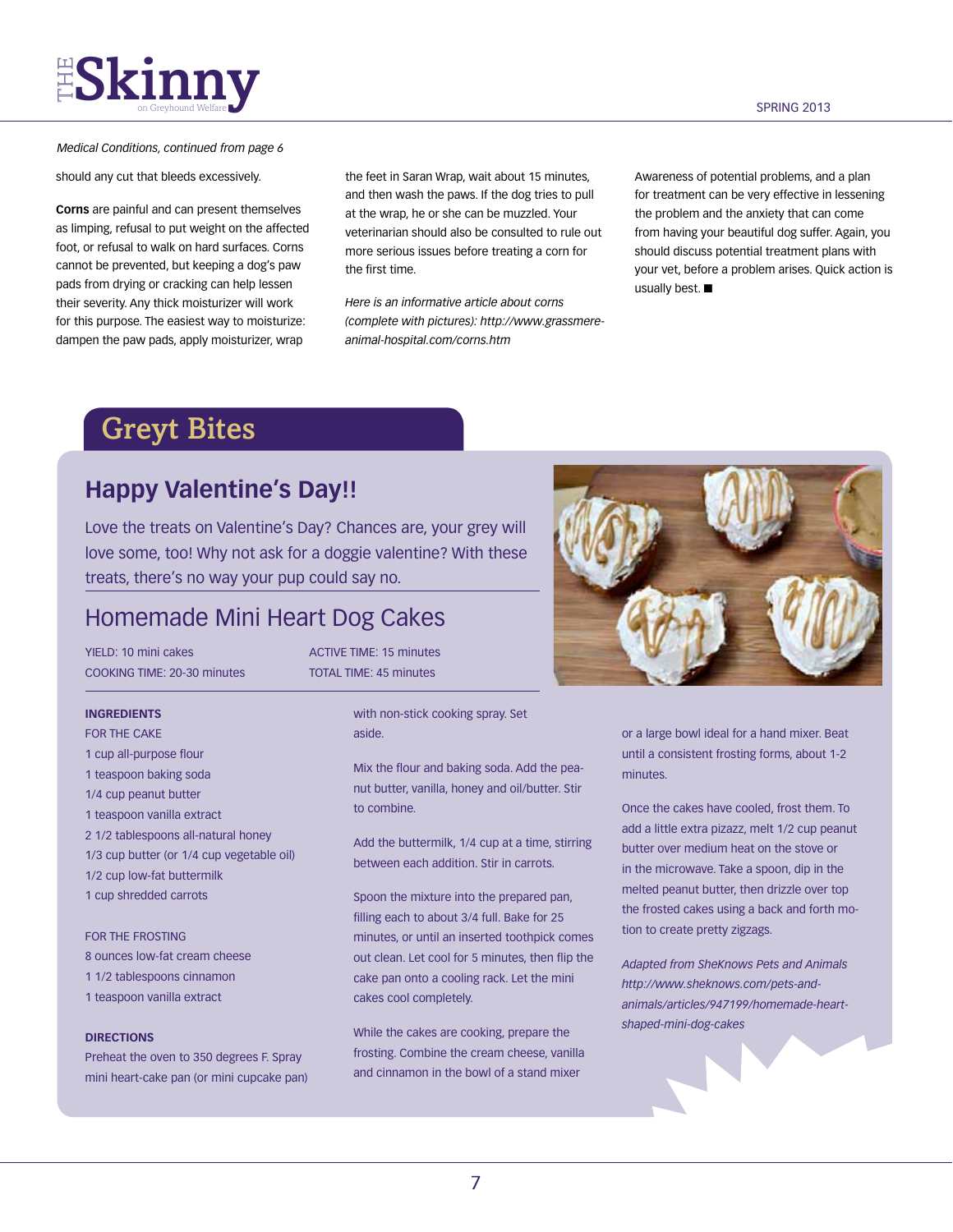*Medical Conditions, continued from page 6*

should any cut that bleeds excessively.

**Corns** are painful and can present themselves as limping, refusal to put weight on the affected foot, or refusal to walk on hard surfaces. Corns cannot be prevented, but keeping a dog's paw pads from drying or cracking can help lessen their severity. Any thick moisturizer will work for this purpose. The easiest way to moisturize: dampen the paw pads, apply moisturizer, wrap the feet in Saran Wrap, wait about 15 minutes, and then wash the paws. If the dog tries to pull at the wrap, he or she can be muzzled. Your veterinarian should also be consulted to rule out more serious issues before treating a corn for the first time.

*Here is an informative article about corns (complete with pictures): http://www.grassmere-animal-hospital.com/corns.htm*

Awareness of potential problems, and a plan for treatment can be very effective in lessening the problem and the anxiety that can come from having your beautiful dog suffer. Again, you should discuss potential treatment plans with your vet, before a problem arises. Quick action is usually best. ■

# Greyt Bites

## Happy Valentine's Day!!

Love the treats on Valentine's Day? Chances are, your grey will love some, too! Why not ask for a doggie valentine? With these treats, there's no way your pup could say no.

## Homemade Mini Heart Dog Cakes

YIELD: 10 mini cakes
COOKING TIME: 20-30 minutes
ACTIVE TIME: 15 minutes
TOTAL TIME: 45 minutes

**INGREDIENTS**

FOR THE CAKE

- 1 cup all-purpose flour
- 1 teaspoon baking soda
- 1/4 cup peanut butter
- 1 teaspoon vanilla extract
- 2 1/2 tablespoons all-natural honey
- 1/3 cup butter (or 1/4 cup vegetable oil)
- 1/2 cup low-fat buttermilk
- 1 cup shredded carrots

FOR THE FROSTING

- 8 ounces low-fat cream cheese
- 1 1/2 tablespoons cinnamon
- 1 teaspoon vanilla extract

**DIRECTIONS**

Preheat the oven to 350 degrees F. Spray mini heart-cake pan (or mini cupcake pan) with non-stick cooking spray. Set aside.

Mix the flour and baking soda. Add the peanut butter, vanilla, honey and oil/butter. Stir to combine.

Add the buttermilk, 1/4 cup at a time, stirring between each addition. Stir in carrots.

Spoon the mixture into the prepared pan, filling each to about 3/4 full. Bake for 25 minutes, or until an inserted toothpick comes out clean. Let cool for 5 minutes, then flip the cake pan onto a cooling rack. Let the mini cakes cool completely.

While the cakes are cooking, prepare the frosting. Combine the cream cheese, vanilla and cinnamon in the bowl of a stand mixer or a large bowl ideal for a hand mixer. Beat until a consistent frosting forms, about 1-2 minutes.

Once the cakes have cooled, frost them. To add a little extra pizazz, melt 1/2 cup peanut butter over medium heat on the stove or in the microwave. Take a spoon, dip in the melted peanut butter, then drizzle over top the frosted cakes using a back and forth motion to create pretty zigzags.

*Adapted from SheKnows Pets and Animals http://www.sheknows.com/pets-and-animals/articles/947199/homemade-heart-shaped-mini-dog-cakes*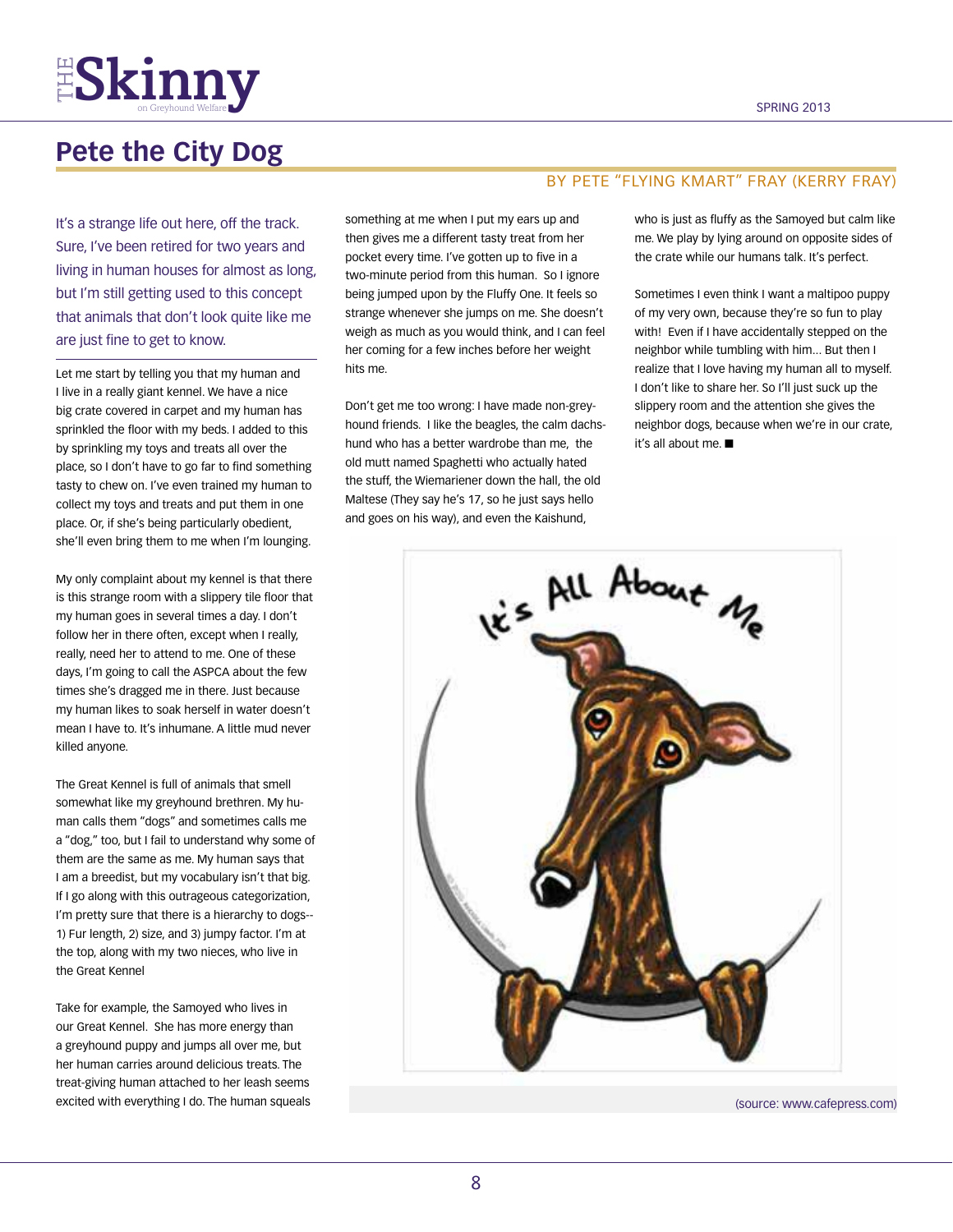# Pete the City Dog

BY PETE "FLYING KMART" FRAY (KERRY FRAY)

It's a strange life out here, off the track. Sure, I've been retired for two years and living in human houses for almost as long, but I'm still getting used to this concept that animals that don't look quite like me are just fine to get to know.

Let me start by telling you that my human and I live in a really giant kennel. We have a nice big crate covered in carpet and my human has sprinkled the floor with my beds. I added to this by sprinkling my toys and treats all over the place, so I don't have to go far to find something tasty to chew on. I've even trained my human to collect my toys and treats and put them in one place. Or, if she's being particularly obedient, she'll even bring them to me when I'm lounging.

My only complaint about my kennel is that there is this strange room with a slippery tile floor that my human goes in several times a day. I don't follow her in there often, except when I really, really, need her to attend to me. One of these days, I'm going to call the ASPCA about the few times she's dragged me in there. Just because my human likes to soak herself in water doesn't mean I have to. It's inhumane. A little mud never killed anyone.

The Great Kennel is full of animals that smell somewhat like my greyhound brethren. My human calls them "dogs" and sometimes calls me a "dog," too, but I fail to understand why some of them are the same as me. My human says that I am a breedist, but my vocabulary isn't that big. If I go along with this outrageous categorization, I'm pretty sure that there is a hierarchy to dogs-- 1) Fur length, 2) size, and 3) jumpy factor. I'm at the top, along with my two nieces, who live in the Great Kennel

Take for example, the Samoyed who lives in our Great Kennel. She has more energy than a greyhound puppy and jumps all over me, but her human carries around delicious treats. The treat-giving human attached to her leash seems excited with everything I do. The human squeals something at me when I put my ears up and then gives me a different tasty treat from her pocket every time. I've gotten up to five in a two-minute period from this human. So I ignore being jumped upon by the Fluffy One. It feels so strange whenever she jumps on me. She doesn't weigh as much as you would think, and I can feel her coming for a few inches before her weight hits me.

Don't get me too wrong: I have made non-greyhound friends. I like the beagles, the calm dachshund who has a better wardrobe than me, the old mutt named Spaghetti who actually hated the stuff, the Wiemariener down the hall, the old Maltese (They say he's 17, so he just says hello and goes on his way), and even the Kaishund, who is just as fluffy as the Samoyed but calm like me. We play by lying around on opposite sides of the crate while our humans talk. It's perfect.

Sometimes I even think I want a maltipoo puppy of my very own, because they're so fun to play with! Even if I have accidentally stepped on the neighbor while tumbling with him... But then I realize that I love having my human all to myself. I don't like to share her. So I'll just suck up the slippery room and the attention she gives the neighbor dogs, because when we're in our crate, it's all about me. ■

(source: www.cafepress.com)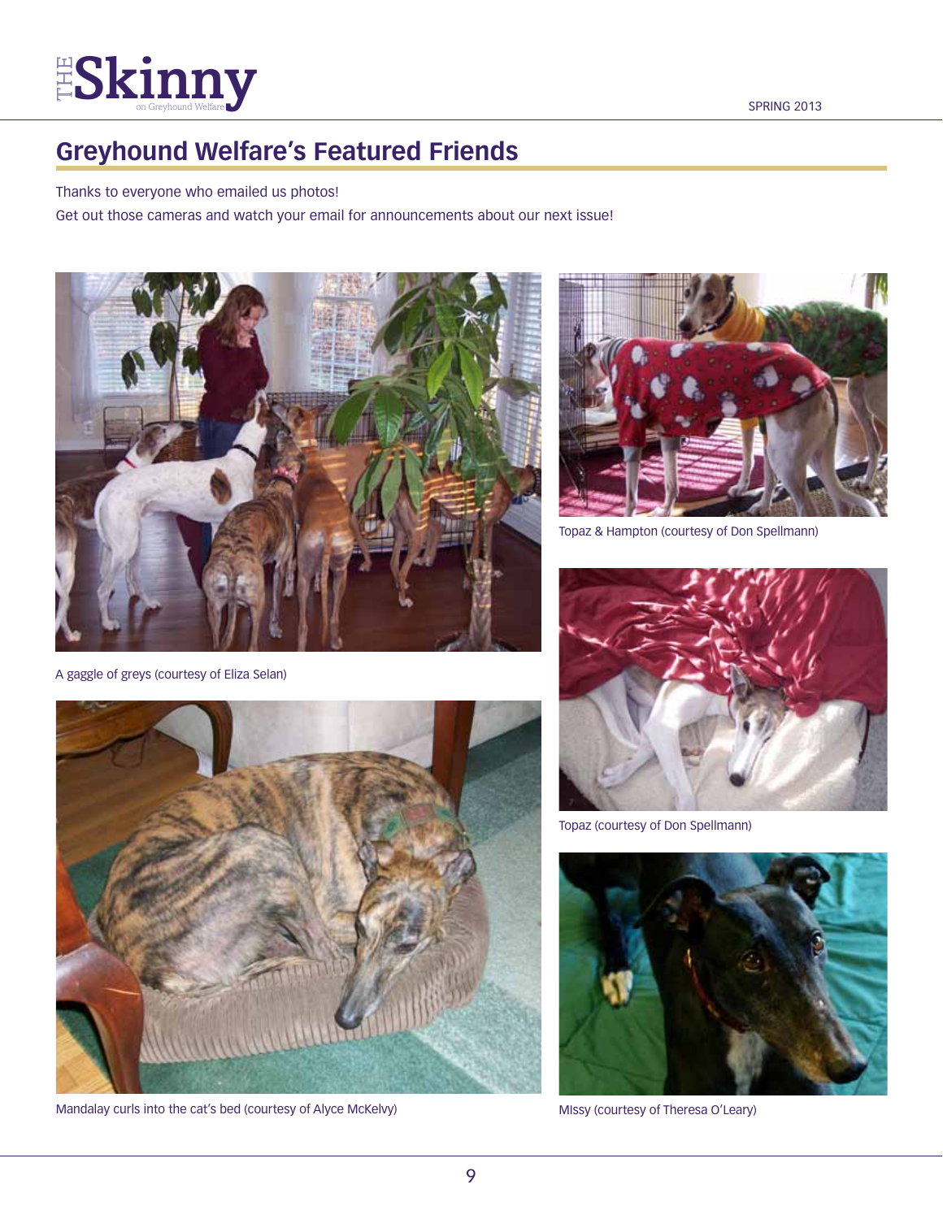## Greyhound Welfare's Featured Friends

Thanks to everyone who emailed us photos!

Get out those cameras and watch your email for announcements about our next issue!

A gaggle of greys (courtesy of Eliza Selan)

Topaz & Hampton (courtesy of Don Spellmann)

Topaz (courtesy of Don Spellmann)

Mandalay curls into the cat's bed (courtesy of Alyce McKelvy)

MIssy (courtesy of Theresa O'Leary)